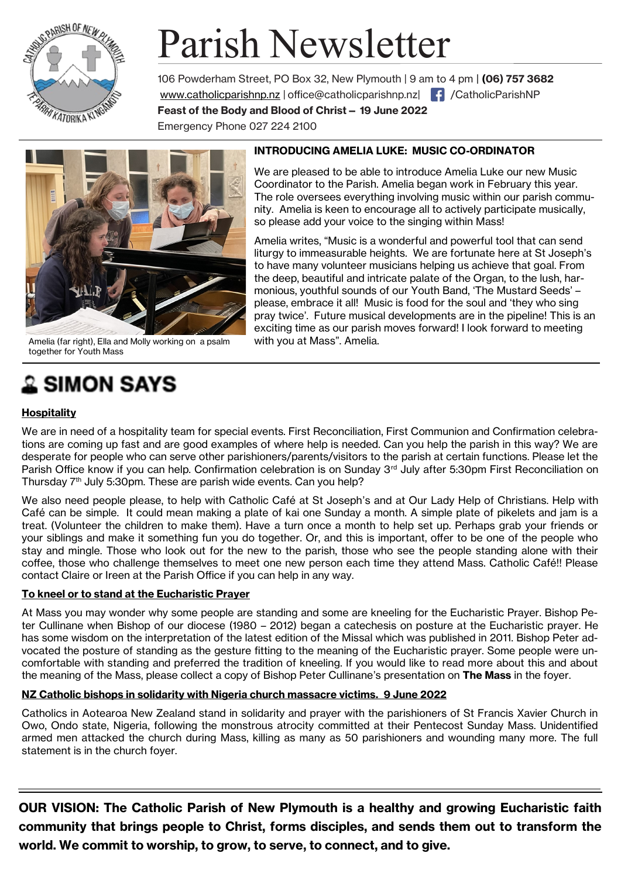# Parish Newsletter

106 Powderham Street, PO Box 32, New Plymouth | 9 am to 4 pm | **(06) 757 3682**
www.catholicparishnp.nz | office@catholicparishnp.nz| /CatholicParishNP
**Feast of the Body and Blood of Christ – 19 June 2022**
Emergency Phone 027 224 2100

Amelia (far right), Ella and Molly working on a psalm together for Youth Mass

### INTRODUCING AMELIA LUKE: MUSIC CO-ORDINATOR

We are pleased to be able to introduce Amelia Luke our new Music Coordinator to the Parish. Amelia began work in February this year. The role oversees everything involving music within our parish community. Amelia is keen to encourage all to actively participate musically, so please add your voice to the singing within Mass!

Amelia writes, "Music is a wonderful and powerful tool that can send liturgy to immeasurable heights. We are fortunate here at St Joseph's to have many volunteer musicians helping us achieve that goal. From the deep, beautiful and intricate palate of the Organ, to the lush, harmonious, youthful sounds of our Youth Band, 'The Mustard Seeds' – please, embrace it all! Music is food for the soul and 'they who sing pray twice'. Future musical developments are in the pipeline! This is an exciting time as our parish moves forward! I look forward to meeting with you at Mass". Amelia.

## SIMON SAYS

### Hospitality

We are in need of a hospitality team for special events. First Reconciliation, First Communion and Confirmation celebrations are coming up fast and are good examples of where help is needed. Can you help the parish in this way? We are desperate for people who can serve other parishioners/parents/visitors to the parish at certain functions. Please let the Parish Office know if you can help. Confirmation celebration is on Sunday 3rd July after 5:30pm First Reconciliation on Thursday 7th July 5:30pm. These are parish wide events. Can you help?

We also need people please, to help with Catholic Café at St Joseph's and at Our Lady Help of Christians. Help with Café can be simple. It could mean making a plate of kai one Sunday a month. A simple plate of pikelets and jam is a treat. (Volunteer the children to make them). Have a turn once a month to help set up. Perhaps grab your friends or your siblings and make it something fun you do together. Or, and this is important, offer to be one of the people who stay and mingle. Those who look out for the new to the parish, those who see the people standing alone with their coffee, those who challenge themselves to meet one new person each time they attend Mass. Catholic Café!! Please contact Claire or Ireen at the Parish Office if you can help in any way.

### To kneel or to stand at the Eucharistic Prayer

At Mass you may wonder why some people are standing and some are kneeling for the Eucharistic Prayer. Bishop Peter Cullinane when Bishop of our diocese (1980 – 2012) began a catechesis on posture at the Eucharistic prayer. He has some wisdom on the interpretation of the latest edition of the Missal which was published in 2011. Bishop Peter advocated the posture of standing as the gesture fitting to the meaning of the Eucharistic prayer. Some people were uncomfortable with standing and preferred the tradition of kneeling. If you would like to read more about this and about the meaning of the Mass, please collect a copy of Bishop Peter Cullinane's presentation on **The Mass** in the foyer.

### NZ Catholic bishops in solidarity with Nigeria church massacre victims. 9 June 2022

Catholics in Aotearoa New Zealand stand in solidarity and prayer with the parishioners of St Francis Xavier Church in Owo, Ondo state, Nigeria, following the monstrous atrocity committed at their Pentecost Sunday Mass. Unidentified armed men attacked the church during Mass, killing as many as 50 parishioners and wounding many more. The full statement is in the church foyer.

**OUR VISION: The Catholic Parish of New Plymouth is a healthy and growing Eucharistic faith community that brings people to Christ, forms disciples, and sends them out to transform the world. We commit to worship, to grow, to serve, to connect, and to give.**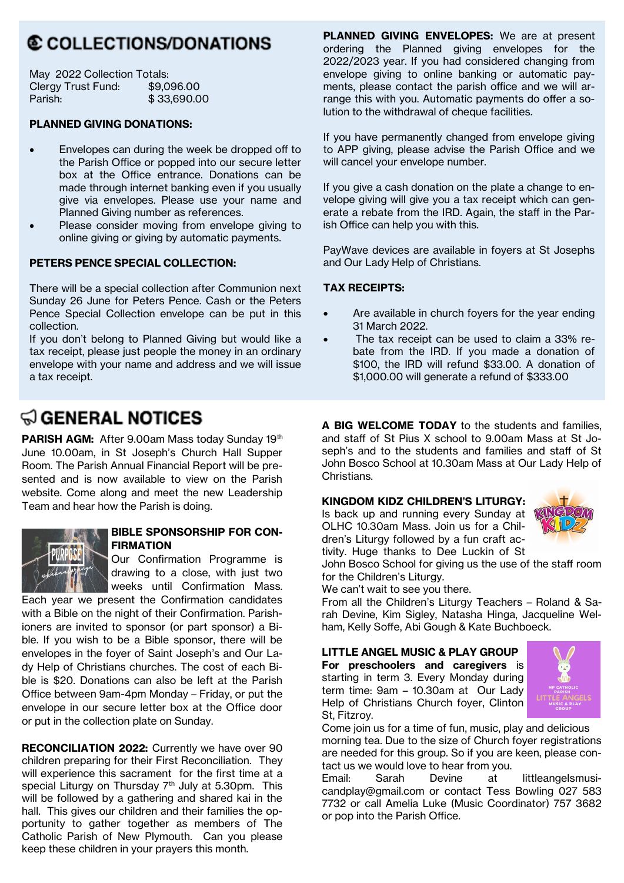# © COLLECTIONS/DONATIONS

May 2022 Collection Totals:

| | |
|---|---|
| Clergy Trust Fund: | $9,096.00 |
| Parish: | $ 33,690.00 |

**PLANNED GIVING DONATIONS:**

- Envelopes can during the week be dropped off to the Parish Office or popped into our secure letter box at the Office entrance. Donations can be made through internet banking even if you usually give via envelopes. Please use your name and Planned Giving number as references.
- Please consider moving from envelope giving to online giving or giving by automatic payments.

**PETERS PENCE SPECIAL COLLECTION:**

There will be a special collection after Communion next Sunday 26 June for Peters Pence. Cash or the Peters Pence Special Collection envelope can be put in this collection.

If you don't belong to Planned Giving but would like a tax receipt, please just people the money in an ordinary envelope with your name and address and we will issue a tax receipt.

**PLANNED GIVING ENVELOPES:** We are at present ordering the Planned giving envelopes for the 2022/2023 year. If you had considered changing from envelope giving to online banking or automatic payments, please contact the parish office and we will arrange this with you. Automatic payments do offer a solution to the withdrawal of cheque facilities.

If you have permanently changed from envelope giving to APP giving, please advise the Parish Office and we will cancel your envelope number.

If you give a cash donation on the plate a change to envelope giving will give you a tax receipt which can generate a rebate from the IRD. Again, the staff in the Parish Office can help you with this.

PayWave devices are available in foyers at St Josephs and Our Lady Help of Christians.

**TAX RECEIPTS:**

- Are available in church foyers for the year ending 31 March 2022.
- The tax receipt can be used to claim a 33% rebate from the IRD. If you made a donation of $100, the IRD will refund $33.00. A donation of $1,000.00 will generate a refund of $333.00

# GENERAL NOTICES

**PARISH AGM:** After 9.00am Mass today Sunday 19th June 10.00am, in St Joseph's Church Hall Supper Room. The Parish Annual Financial Report will be presented and is now available to view on the Parish website. Come along and meet the new Leadership Team and hear how the Parish is doing.

**BIBLE SPONSORSHIP FOR CONFIRMATION**

Our Confirmation Programme is drawing to a close, with just two weeks until Confirmation Mass. Each year we present the Confirmation candidates with a Bible on the night of their Confirmation. Parishioners are invited to sponsor (or part sponsor) a Bible. If you wish to be a Bible sponsor, there will be envelopes in the foyer of Saint Joseph's and Our Lady Help of Christians churches. The cost of each Bible is $20. Donations can also be left at the Parish Office between 9am-4pm Monday – Friday, or put the envelope in our secure letter box at the Office door or put in the collection plate on Sunday.

**RECONCILIATION 2022:** Currently we have over 90 children preparing for their First Reconciliation. They will experience this sacrament for the first time at a special Liturgy on Thursday 7th July at 5.30pm. This will be followed by a gathering and shared kai in the hall. This gives our children and their families the opportunity to gather together as members of The Catholic Parish of New Plymouth. Can you please keep these children in your prayers this month.

**A BIG WELCOME TODAY** to the students and families, and staff of St Pius X school to 9.00am Mass at St Joseph's and to the students and families and staff of St John Bosco School at 10.30am Mass at Our Lady Help of Christians.

**KINGDOM KIDZ CHILDREN'S LITURGY:**

Is back up and running every Sunday at OLHC 10.30am Mass. Join us for a Children's Liturgy followed by a fun craft activity. Huge thanks to Dee Luckin of St John Bosco School for giving us the use of the staff room for the Children's Liturgy.

We can't wait to see you there.

From all the Children's Liturgy Teachers – Roland & Sarah Devine, Kim Sigley, Natasha Hinga, Jacqueline Welham, Kelly Soffe, Abi Gough & Kate Buchboeck.

**LITTLE ANGEL MUSIC & PLAY GROUP**

**For preschoolers and caregivers** is starting in term 3. Every Monday during term time: 9am – 10.30am at Our Lady Help of Christians Church foyer, Clinton St, Fitzroy.

Come join us for a time of fun, music, play and delicious morning tea. Due to the size of Church foyer registrations are needed for this group. So if you are keen, please contact us we would love to hear from you.

Email: Sarah Devine at littleangelsmusicandplay@gmail.com or contact Tess Bowling 027 583 7732 or call Amelia Luke (Music Coordinator) 757 3682 or pop into the Parish Office.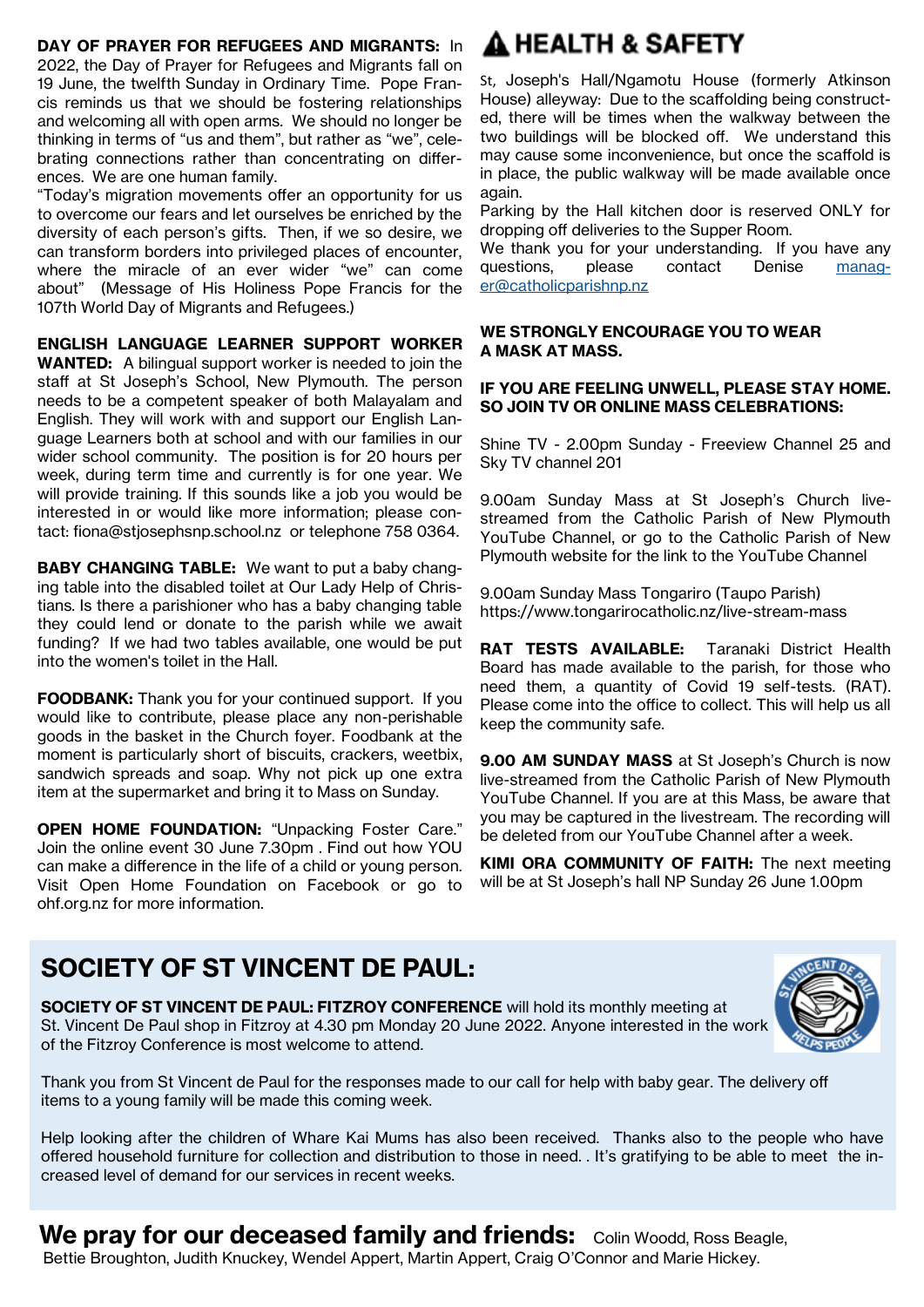**DAY OF PRAYER FOR REFUGEES AND MIGRANTS:** In 2022, the Day of Prayer for Refugees and Migrants fall on 19 June, the twelfth Sunday in Ordinary Time. Pope Francis reminds us that we should be fostering relationships and welcoming all with open arms. We should no longer be thinking in terms of "us and them", but rather as "we", celebrating connections rather than concentrating on differences. We are one human family.

"Today's migration movements offer an opportunity for us to overcome our fears and let ourselves be enriched by the diversity of each person's gifts. Then, if we so desire, we can transform borders into privileged places of encounter, where the miracle of an ever wider "we" can come about" (Message of His Holiness Pope Francis for the 107th World Day of Migrants and Refugees.)

**ENGLISH LANGUAGE LEARNER SUPPORT WORKER WANTED:** A bilingual support worker is needed to join the staff at St Joseph's School, New Plymouth. The person needs to be a competent speaker of both Malayalam and English. They will work with and support our English Language Learners both at school and with our families in our wider school community. The position is for 20 hours per week, during term time and currently is for one year. We will provide training. If this sounds like a job you would be interested in or would like more information; please contact: fiona@stjosephsnp.school.nz or telephone 758 0364.

**BABY CHANGING TABLE:** We want to put a baby changing table into the disabled toilet at Our Lady Help of Christians. Is there a parishioner who has a baby changing table they could lend or donate to the parish while we await funding? If we had two tables available, one would be put into the women's toilet in the Hall.

**FOODBANK:** Thank you for your continued support. If you would like to contribute, please place any non-perishable goods in the basket in the Church foyer. Foodbank at the moment is particularly short of biscuits, crackers, weetbix, sandwich spreads and soap. Why not pick up one extra item at the supermarket and bring it to Mass on Sunday.

**OPEN HOME FOUNDATION:** "Unpacking Foster Care." Join the online event 30 June 7.30pm . Find out how YOU can make a difference in the life of a child or young person. Visit Open Home Foundation on Facebook or go to ohf.org.nz for more information.

# ⚠ HEALTH & SAFETY

St, Joseph's Hall/Ngamotu House (formerly Atkinson House) alleyway: Due to the scaffolding being constructed, there will be times when the walkway between the two buildings will be blocked off. We understand this may cause some inconvenience, but once the scaffold is in place, the public walkway will be made available once again.

Parking by the Hall kitchen door is reserved ONLY for dropping off deliveries to the Supper Room.

We thank you for your understanding. If you have any questions, please contact Denise manager@catholicparishnp.nz

**WE STRONGLY ENCOURAGE YOU TO WEAR A MASK AT MASS.**

**IF YOU ARE FEELING UNWELL, PLEASE STAY HOME. SO JOIN TV OR ONLINE MASS CELEBRATIONS:**

Shine TV - 2.00pm Sunday - Freeview Channel 25 and Sky TV channel 201

9.00am Sunday Mass at St Joseph's Church livestreamed from the Catholic Parish of New Plymouth YouTube Channel, or go to the Catholic Parish of New Plymouth website for the link to the YouTube Channel

9.00am Sunday Mass Tongariro (Taupo Parish)
https://www.tongarirocatholic.nz/live-stream-mass

**RAT TESTS AVAILABLE:** Taranaki District Health Board has made available to the parish, for those who need them, a quantity of Covid 19 self-tests. (RAT). Please come into the office to collect. This will help us all keep the community safe.

**9.00 AM SUNDAY MASS** at St Joseph's Church is now live-streamed from the Catholic Parish of New Plymouth YouTube Channel. If you are at this Mass, be aware that you may be captured in the livestream. The recording will be deleted from our YouTube Channel after a week.

**KIMI ORA COMMUNITY OF FAITH:** The next meeting will be at St Joseph's hall NP Sunday 26 June 1.00pm

## SOCIETY OF ST VINCENT DE PAUL:

**SOCIETY OF ST VINCENT DE PAUL: FITZROY CONFERENCE** will hold its monthly meeting at St. Vincent De Paul shop in Fitzroy at 4.30 pm Monday 20 June 2022. Anyone interested in the work of the Fitzroy Conference is most welcome to attend.

Thank you from St Vincent de Paul for the responses made to our call for help with baby gear. The delivery off items to a young family will be made this coming week.

Help looking after the children of Whare Kai Mums has also been received. Thanks also to the people who have offered household furniture for collection and distribution to those in need. . It's gratifying to be able to meet the increased level of demand for our services in recent weeks.

## We pray for our deceased family and friends:

Colin Woodd, Ross Beagle, Bettie Broughton, Judith Knuckey, Wendel Appert, Martin Appert, Craig O'Connor and Marie Hickey.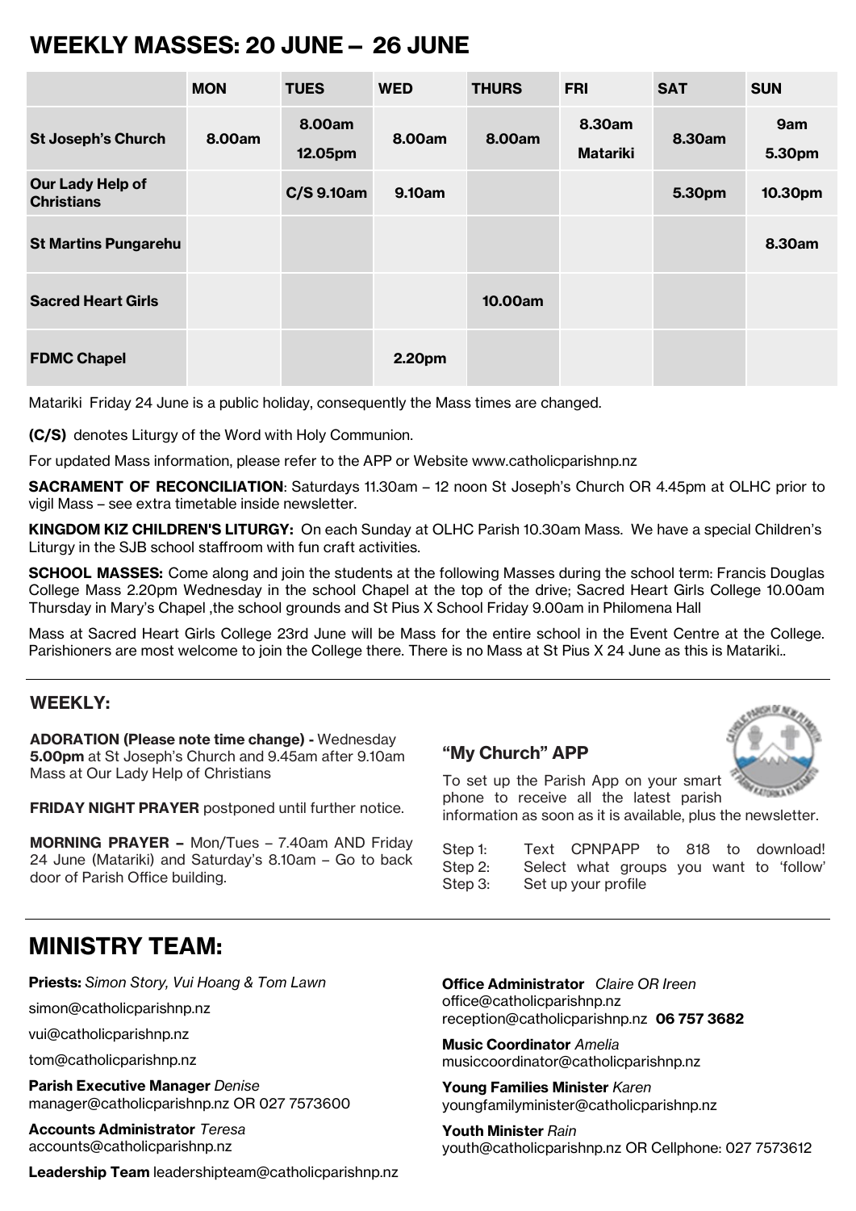# WEEKLY MASSES: 20 JUNE – 26 JUNE

| | MON | TUES | WED | THURS | FRI | SAT | SUN |
|---|---|---|---|---|---|---|---|
| **St Joseph's Church** | 8.00am | 8.00am<br>12.05pm | 8.00am | 8.00am | 8.30am<br>Matariki | 8.30am | 9am<br>5.30pm |
| **Our Lady Help of Christians** | | C/S 9.10am | 9.10am | | | 5.30pm | 10.30pm |
| **St Martins Pungarehu** | | | | | | | 8.30am |
| **Sacred Heart Girls** | | | | 10.00am | | | |
| **FDMC Chapel** | | | 2.20pm | | | | |

Matariki Friday 24 June is a public holiday, consequently the Mass times are changed.

**(C/S)** denotes Liturgy of the Word with Holy Communion.

For updated Mass information, please refer to the APP or Website www.catholicparishnp.nz

**SACRAMENT OF RECONCILIATION**: Saturdays 11.30am – 12 noon St Joseph's Church OR 4.45pm at OLHC prior to vigil Mass – see extra timetable inside newsletter.

**KINGDOM KIZ CHILDREN'S LITURGY:** On each Sunday at OLHC Parish 10.30am Mass. We have a special Children's Liturgy in the SJB school staffroom with fun craft activities.

**SCHOOL MASSES:** Come along and join the students at the following Masses during the school term: Francis Douglas College Mass 2.20pm Wednesday in the school Chapel at the top of the drive; Sacred Heart Girls College 10.00am Thursday in Mary's Chapel ,the school grounds and St Pius X School Friday 9.00am in Philomena Hall

Mass at Sacred Heart Girls College 23rd June will be Mass for the entire school in the Event Centre at the College. Parishioners are most welcome to join the College there. There is no Mass at St Pius X 24 June as this is Matariki..

## WEEKLY:

**ADORATION (Please note time change) -** Wednesday **5.00pm** at St Joseph's Church and 9.45am after 9.10am Mass at Our Lady Help of Christians

**FRIDAY NIGHT PRAYER** postponed until further notice.

**MORNING PRAYER –** Mon/Tues – 7.40am AND Friday 24 June (Matariki) and Saturday's 8.10am – Go to back door of Parish Office building.

### "My Church" APP

To set up the Parish App on your smart phone to receive all the latest parish information as soon as it is available, plus the newsletter.

Step 1: Text CPNPAPP to 818 to download!
Step 2: Select what groups you want to 'follow'
Step 3: Set up your profile

# MINISTRY TEAM:

**Priests:** *Simon Story, Vui Hoang & Tom Lawn*

simon@catholicparishnp.nz

vui@catholicparishnp.nz

tom@catholicparishnp.nz

**Parish Executive Manager** *Denise*
manager@catholicparishnp.nz OR 027 7573600

**Accounts Administrator** *Teresa*
accounts@catholicparishnp.nz

**Leadership Team** leadershipteam@catholicparishnp.nz

**Office Administrator** *Claire OR Ireen*
office@catholicparishnp.nz
reception@catholicparishnp.nz **06 757 3682**

**Music Coordinator** *Amelia*
musiccoordinator@catholicparishnp.nz

**Young Families Minister** *Karen*
youngfamilyminister@catholicparishnp.nz

**Youth Minister** *Rain*
youth@catholicparishnp.nz OR Cellphone: 027 7573612